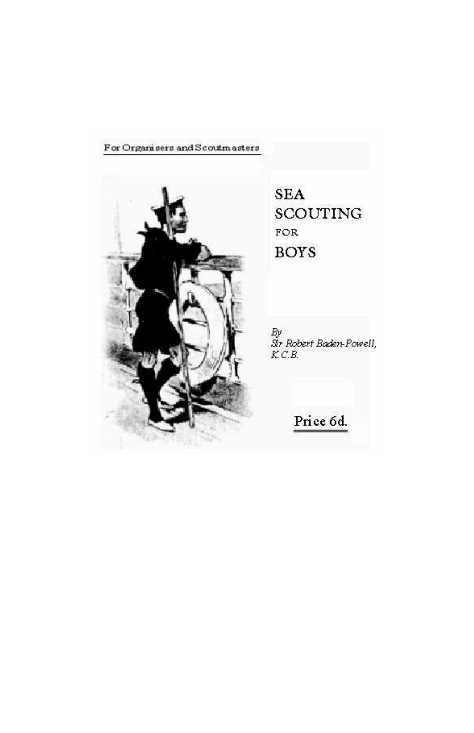For Organisers and Scoutmasters

# SEA SCOUTING FOR BOYS

*By*
*Sir Robert Baden-Powell,*
*K.C.B.*

Price 6d.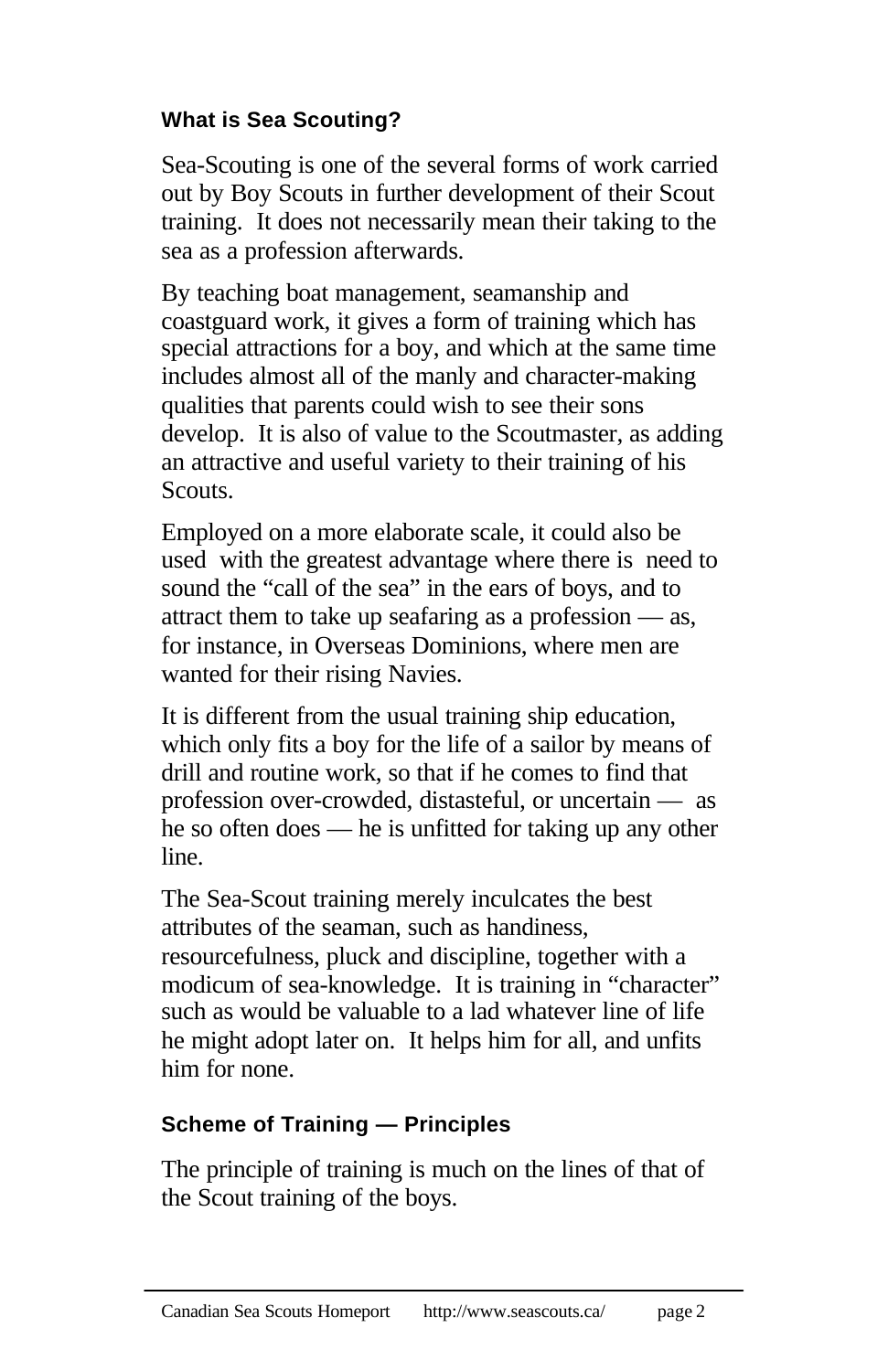### What is Sea Scouting?

Sea-Scouting is one of the several forms of work carried out by Boy Scouts in further development of their Scout training. It does not necessarily mean their taking to the sea as a profession afterwards.

By teaching boat management, seamanship and coastguard work, it gives a form of training which has special attractions for a boy, and which at the same time includes almost all of the manly and character-making qualities that parents could wish to see their sons develop. It is also of value to the Scoutmaster, as adding an attractive and useful variety to their training of his Scouts.

Employed on a more elaborate scale, it could also be used with the greatest advantage where there is need to sound the "call of the sea" in the ears of boys, and to attract them to take up seafaring as a profession — as, for instance, in Overseas Dominions, where men are wanted for their rising Navies.

It is different from the usual training ship education, which only fits a boy for the life of a sailor by means of drill and routine work, so that if he comes to find that profession over-crowded, distasteful, or uncertain — as he so often does — he is unfitted for taking up any other line.

The Sea-Scout training merely inculcates the best attributes of the seaman, such as handiness, resourcefulness, pluck and discipline, together with a modicum of sea-knowledge. It is training in "character" such as would be valuable to a lad whatever line of life he might adopt later on. It helps him for all, and unfits him for none.

### Scheme of Training — Principles

The principle of training is much on the lines of that of the Scout training of the boys.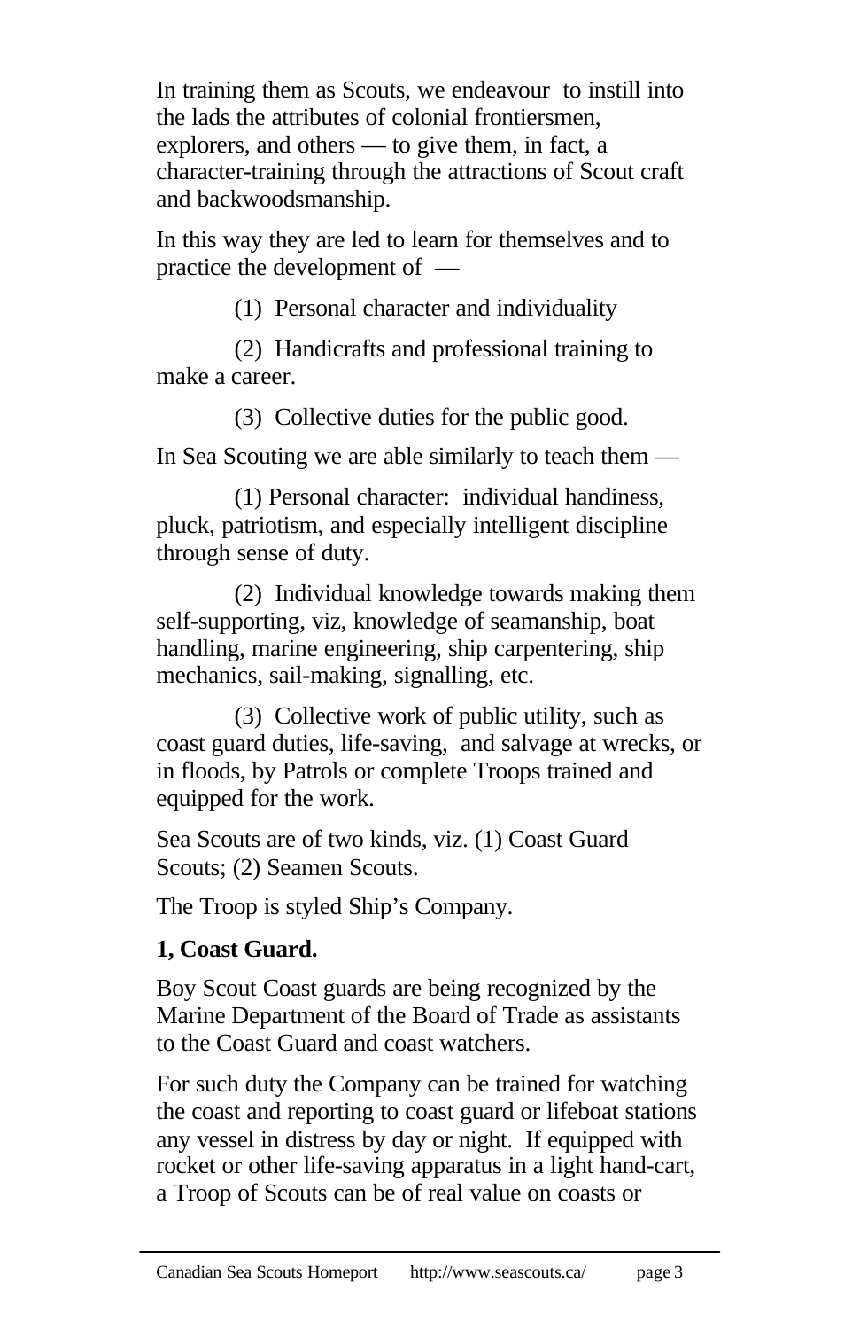In training them as Scouts, we endeavour to instill into the lads the attributes of colonial frontiersmen, explorers, and others — to give them, in fact, a character-training through the attractions of Scout craft and backwoodsmanship.

In this way they are led to learn for themselves and to practice the development of —

(1) Personal character and individuality

(2) Handicrafts and professional training to make a career.

(3) Collective duties for the public good.

In Sea Scouting we are able similarly to teach them —

(1) Personal character: individual handiness, pluck, patriotism, and especially intelligent discipline through sense of duty.

(2) Individual knowledge towards making them self-supporting, viz, knowledge of seamanship, boat handling, marine engineering, ship carpentering, ship mechanics, sail-making, signalling, etc.

(3) Collective work of public utility, such as coast guard duties, life-saving, and salvage at wrecks, or in floods, by Patrols or complete Troops trained and equipped for the work.

Sea Scouts are of two kinds, viz. (1) Coast Guard Scouts; (2) Seamen Scouts.

The Troop is styled Ship's Company.

**1, Coast Guard.**

Boy Scout Coast guards are being recognized by the Marine Department of the Board of Trade as assistants to the Coast Guard and coast watchers.

For such duty the Company can be trained for watching the coast and reporting to coast guard or lifeboat stations any vessel in distress by day or night. If equipped with rocket or other life-saving apparatus in a light hand-cart, a Troop of Scouts can be of real value on coasts or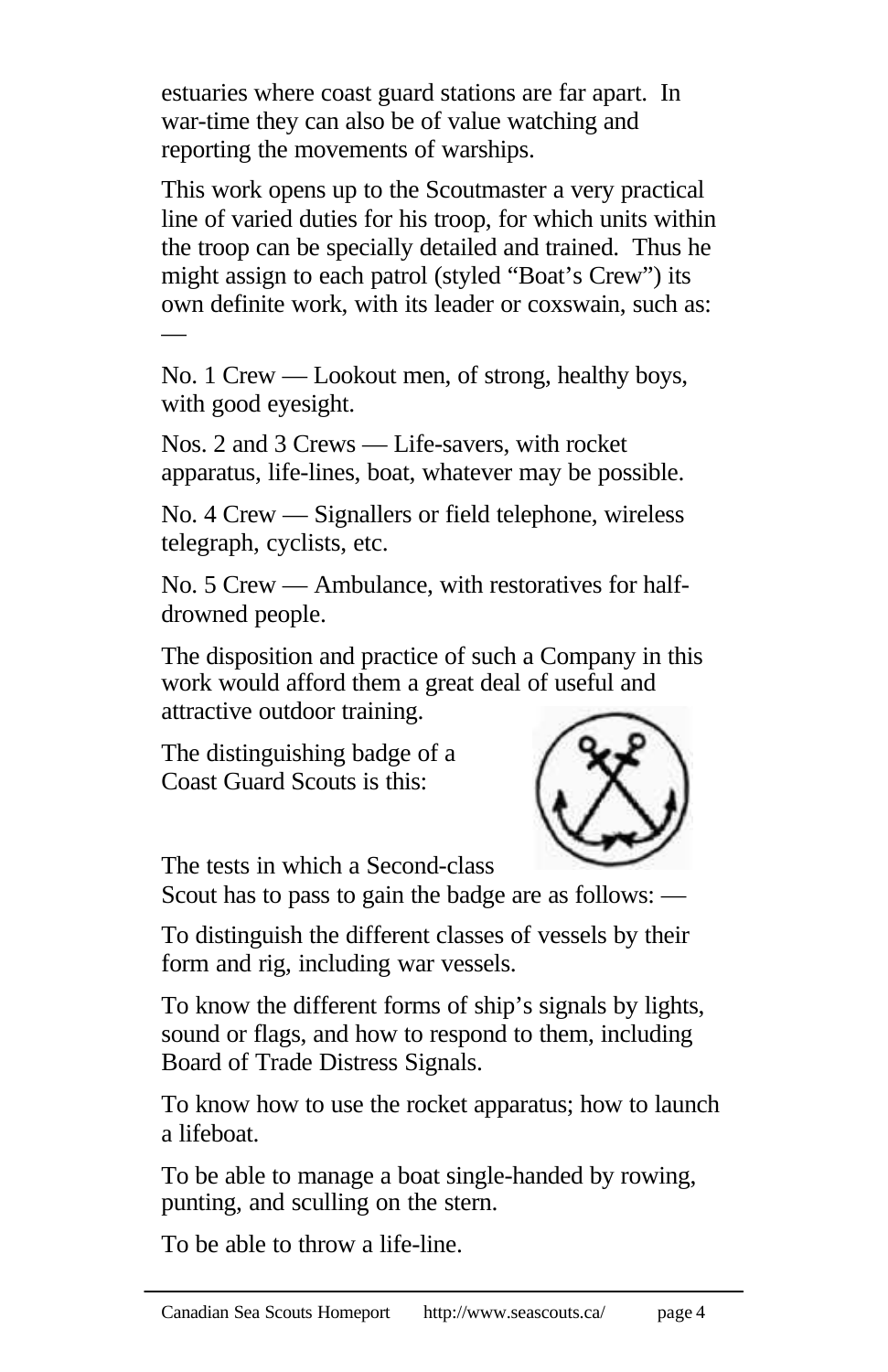estuaries where coast guard stations are far apart. In war-time they can also be of value watching and reporting the movements of warships.

This work opens up to the Scoutmaster a very practical line of varied duties for his troop, for which units within the troop can be specially detailed and trained. Thus he might assign to each patrol (styled "Boat's Crew") its own definite work, with its leader or coxswain, such as: —

No. 1 Crew — Lookout men, of strong, healthy boys, with good eyesight.

Nos. 2 and 3 Crews — Life-savers, with rocket apparatus, life-lines, boat, whatever may be possible.

No. 4 Crew — Signallers or field telephone, wireless telegraph, cyclists, etc.

No. 5 Crew — Ambulance, with restoratives for half-drowned people.

The disposition and practice of such a Company in this work would afford them a great deal of useful and attractive outdoor training.

The distinguishing badge of a Coast Guard Scouts is this:

The tests in which a Second-class Scout has to pass to gain the badge are as follows: —

To distinguish the different classes of vessels by their form and rig, including war vessels.

To know the different forms of ship's signals by lights, sound or flags, and how to respond to them, including Board of Trade Distress Signals.

To know how to use the rocket apparatus; how to launch a lifeboat.

To be able to manage a boat single-handed by rowing, punting, and sculling on the stern.

To be able to throw a life-line.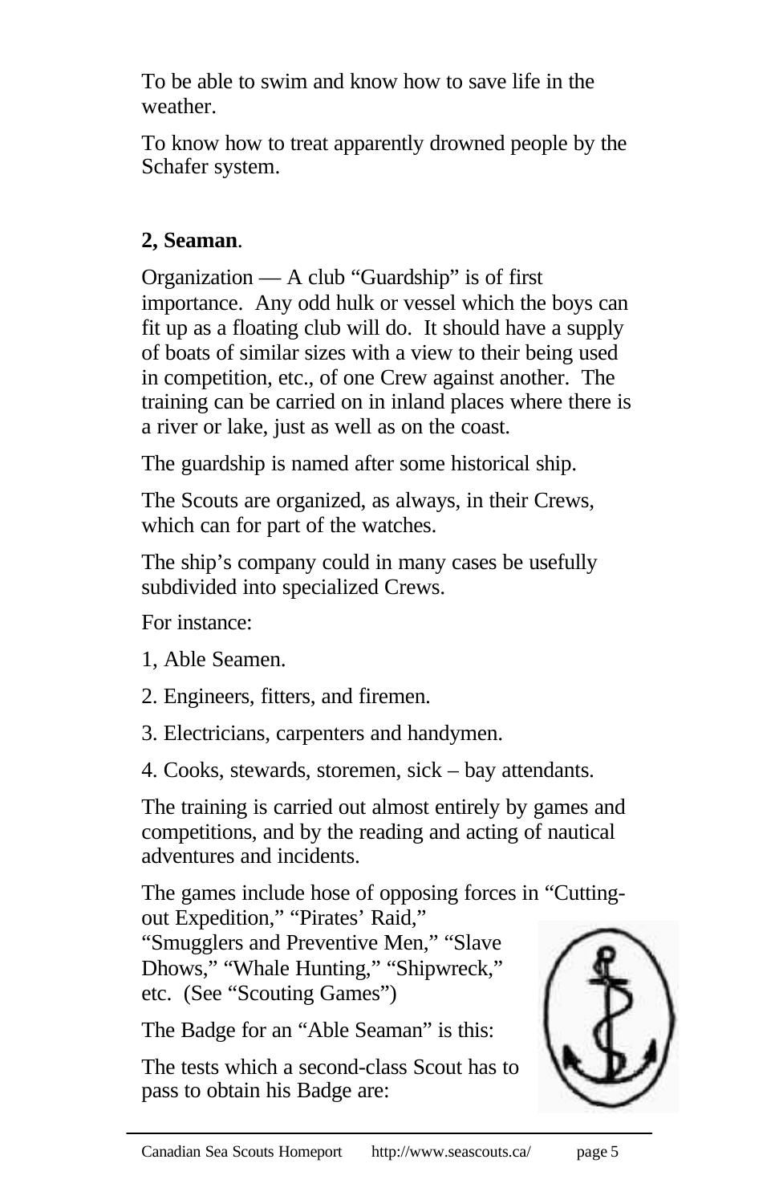To be able to swim and know how to save life in the weather.

To know how to treat apparently drowned people by the Schafer system.

**2, Seaman**.

Organization — A club "Guardship" is of first importance. Any odd hulk or vessel which the boys can fit up as a floating club will do. It should have a supply of boats of similar sizes with a view to their being used in competition, etc., of one Crew against another. The training can be carried on in inland places where there is a river or lake, just as well as on the coast.

The guardship is named after some historical ship.

The Scouts are organized, as always, in their Crews, which can for part of the watches.

The ship's company could in many cases be usefully subdivided into specialized Crews.

For instance:

1, Able Seamen.

2. Engineers, fitters, and firemen.

3. Electricians, carpenters and handymen.

4. Cooks, stewards, storemen, sick – bay attendants.

The training is carried out almost entirely by games and competitions, and by the reading and acting of nautical adventures and incidents.

The games include hose of opposing forces in "Cutting-out Expedition," "Pirates' Raid," "Smugglers and Preventive Men," "Slave Dhows," "Whale Hunting," "Shipwreck," etc. (See "Scouting Games")

The Badge for an "Able Seaman" is this:

The tests which a second-class Scout has to pass to obtain his Badge are: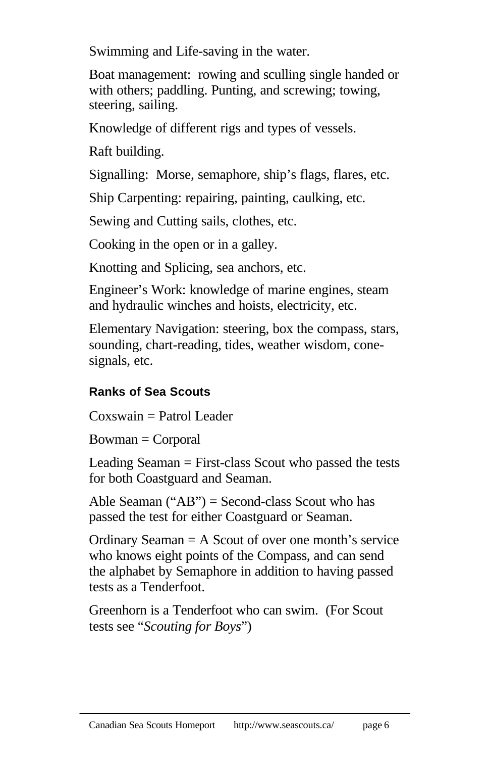Swimming and Life-saving in the water.

Boat management: rowing and sculling single handed or with others; paddling. Punting, and screwing; towing, steering, sailing.

Knowledge of different rigs and types of vessels.

Raft building.

Signalling: Morse, semaphore, ship's flags, flares, etc.

Ship Carpenting: repairing, painting, caulking, etc.

Sewing and Cutting sails, clothes, etc.

Cooking in the open or in a galley.

Knotting and Splicing, sea anchors, etc.

Engineer's Work: knowledge of marine engines, steam and hydraulic winches and hoists, electricity, etc.

Elementary Navigation: steering, box the compass, stars, sounding, chart-reading, tides, weather wisdom, cone-signals, etc.

### Ranks of Sea Scouts

Coxswain = Patrol Leader

Bowman = Corporal

Leading Seaman = First-class Scout who passed the tests for both Coastguard and Seaman.

Able Seaman ("AB") = Second-class Scout who has passed the test for either Coastguard or Seaman.

Ordinary Seaman = A Scout of over one month's service who knows eight points of the Compass, and can send the alphabet by Semaphore in addition to having passed tests as a Tenderfoot.

Greenhorn is a Tenderfoot who can swim. (For Scout tests see "*Scouting for Boys*")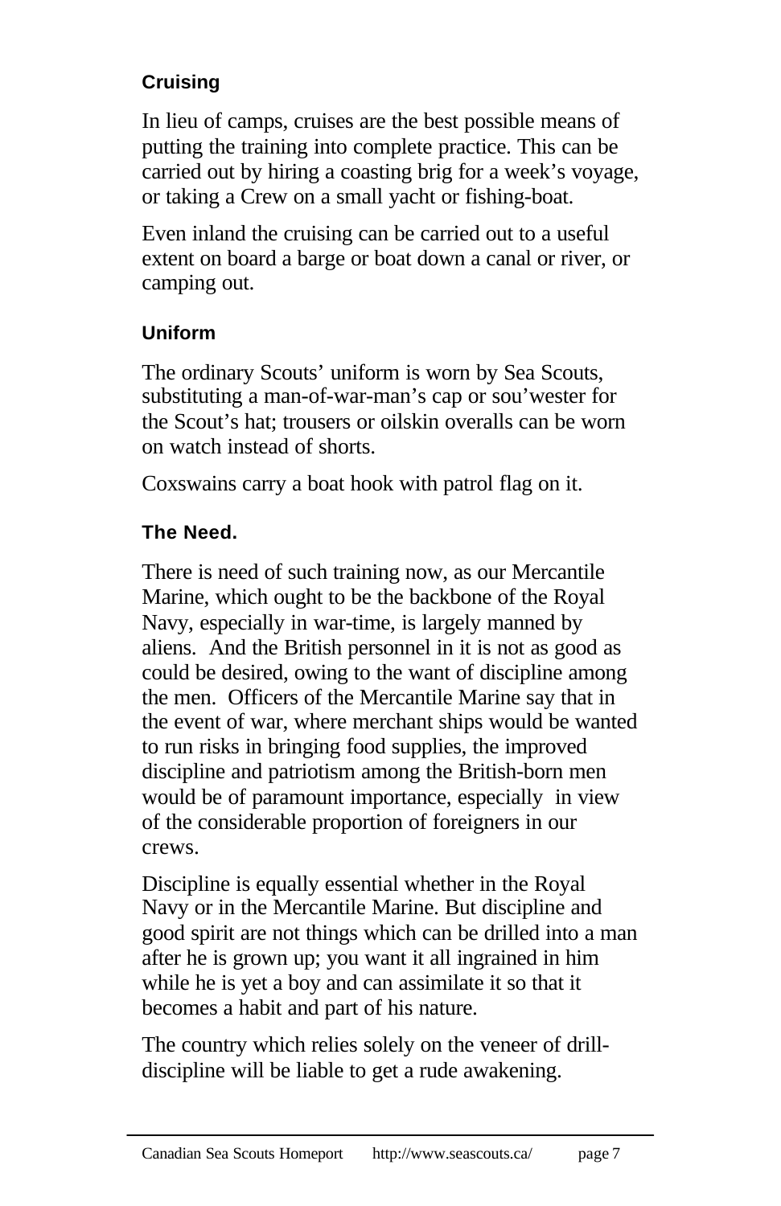### Cruising

In lieu of camps, cruises are the best possible means of putting the training into complete practice. This can be carried out by hiring a coasting brig for a week's voyage, or taking a Crew on a small yacht or fishing-boat.

Even inland the cruising can be carried out to a useful extent on board a barge or boat down a canal or river, or camping out.

### Uniform

The ordinary Scouts' uniform is worn by Sea Scouts, substituting a man-of-war-man's cap or sou'wester for the Scout's hat; trousers or oilskin overalls can be worn on watch instead of shorts.

Coxswains carry a boat hook with patrol flag on it.

### The Need.

There is need of such training now, as our Mercantile Marine, which ought to be the backbone of the Royal Navy, especially in war-time, is largely manned by aliens. And the British personnel in it is not as good as could be desired, owing to the want of discipline among the men. Officers of the Mercantile Marine say that in the event of war, where merchant ships would be wanted to run risks in bringing food supplies, the improved discipline and patriotism among the British-born men would be of paramount importance, especially in view of the considerable proportion of foreigners in our crews.

Discipline is equally essential whether in the Royal Navy or in the Mercantile Marine. But discipline and good spirit are not things which can be drilled into a man after he is grown up; you want it all ingrained in him while he is yet a boy and can assimilate it so that it becomes a habit and part of his nature.

The country which relies solely on the veneer of drill-discipline will be liable to get a rude awakening.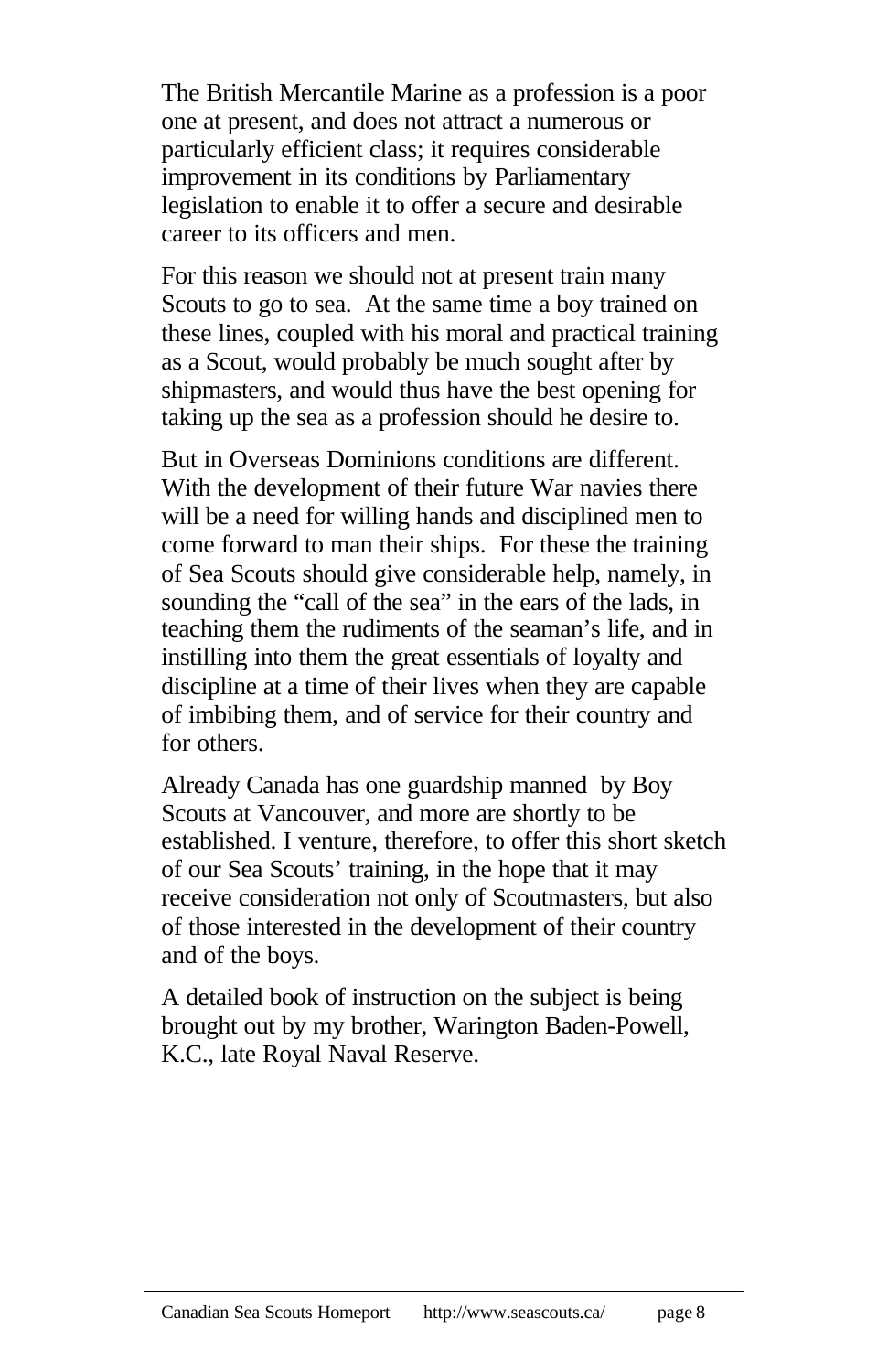The British Mercantile Marine as a profession is a poor one at present, and does not attract a numerous or particularly efficient class; it requires considerable improvement in its conditions by Parliamentary legislation to enable it to offer a secure and desirable career to its officers and men.

For this reason we should not at present train many Scouts to go to sea. At the same time a boy trained on these lines, coupled with his moral and practical training as a Scout, would probably be much sought after by shipmasters, and would thus have the best opening for taking up the sea as a profession should he desire to.

But in Overseas Dominions conditions are different. With the development of their future War navies there will be a need for willing hands and disciplined men to come forward to man their ships. For these the training of Sea Scouts should give considerable help, namely, in sounding the "call of the sea" in the ears of the lads, in teaching them the rudiments of the seaman's life, and in instilling into them the great essentials of loyalty and discipline at a time of their lives when they are capable of imbibing them, and of service for their country and for others.

Already Canada has one guardship manned by Boy Scouts at Vancouver, and more are shortly to be established. I venture, therefore, to offer this short sketch of our Sea Scouts' training, in the hope that it may receive consideration not only of Scoutmasters, but also of those interested in the development of their country and of the boys.

A detailed book of instruction on the subject is being brought out by my brother, Warington Baden-Powell, K.C., late Royal Naval Reserve.